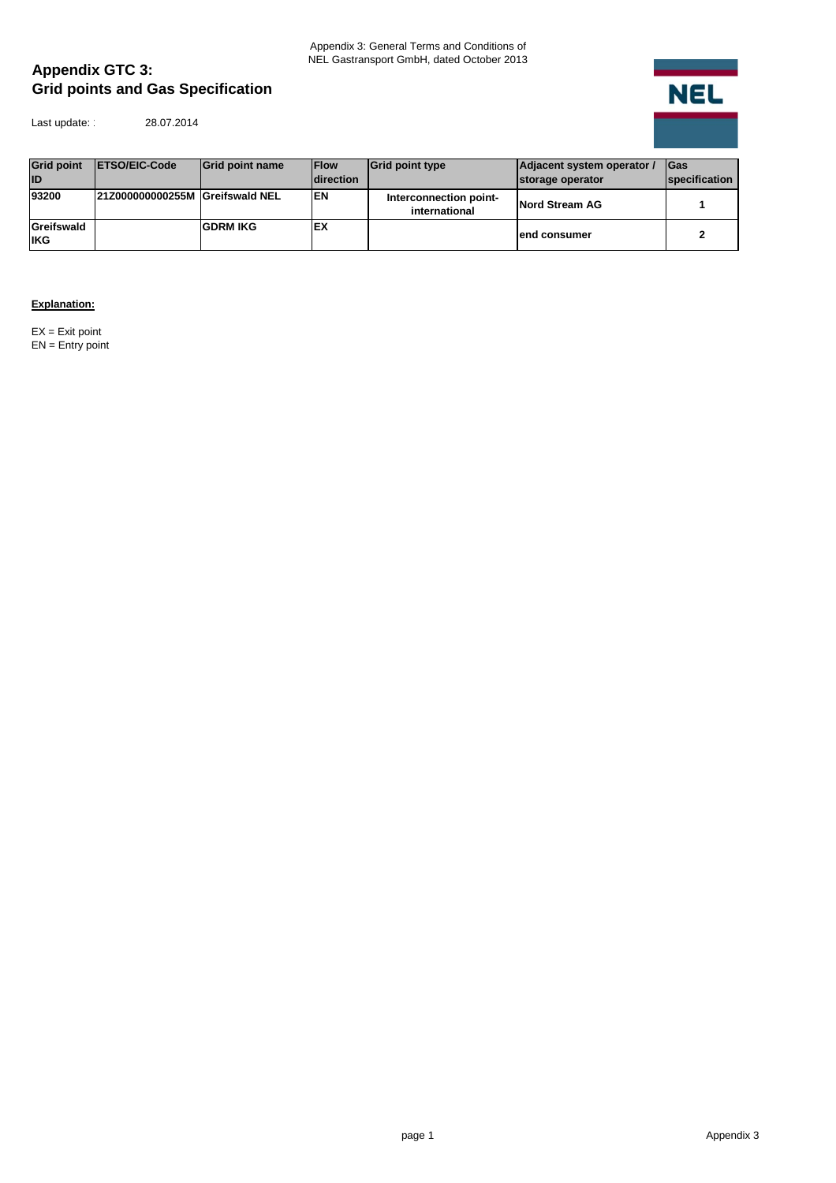Appendix 3: General Terms and Conditions of NEL Gastransport GmbH, dated October 2013

# Appendix GTC 3:
# Grid points and Gas Specification

Last update: : 28.07.2014

| Grid point ID | ETSO/EIC-Code | Grid point name | Flow direction | Grid point type | Adjacent system operator / storage operator | Gas specification |
|---|---|---|---|---|---|---|
| 93200 | 21Z000000000255M | Greifswald NEL | EN | Interconnection point-international | Nord Stream AG | 1 |
| Greifswald IKG | | GDRM IKG | EX | | end consumer | 2 |

**Explanation:**

EX = Exit point
EN = Entry point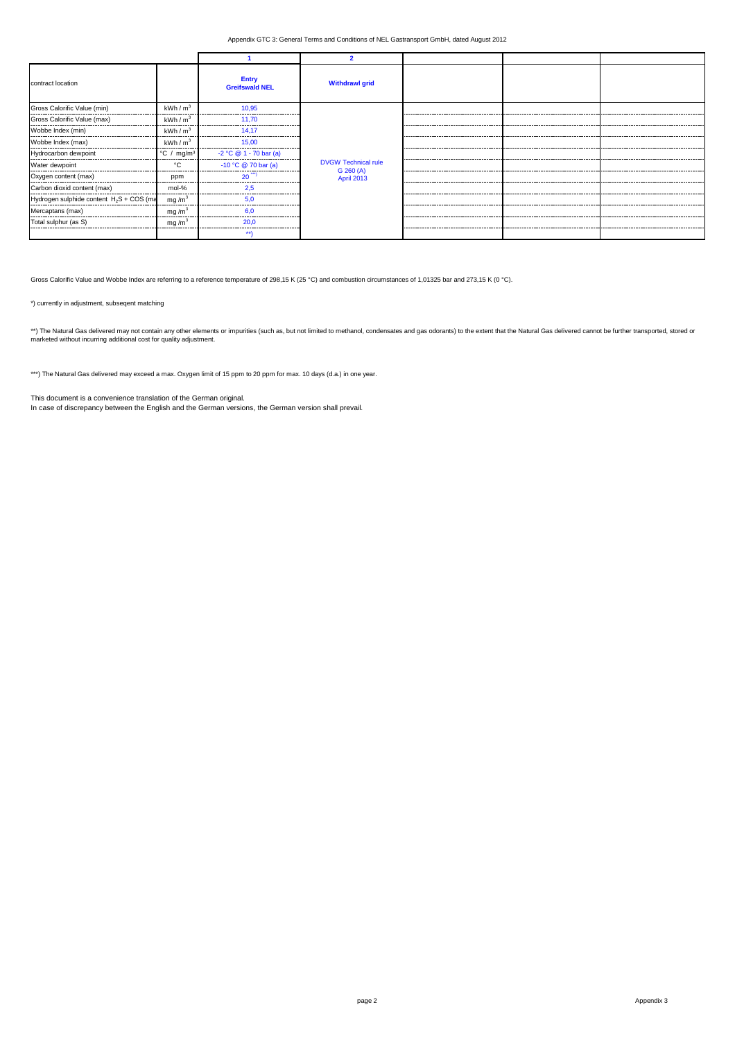Appendix GTC 3: General Terms and Conditions of NEL Gastransport GmbH, dated August 2012

| | | 1 | 2 | | | |
|---|---|---|---|---|---|---|
| contract location | | **Entry Greifswald NEL** | **Withdrawl grid** | | | |
| Gross Calorific Value (min) | kWh / m$^3$ | 10,95 | DVGW Technical rule G 260 (A) April 2013 | | | |
| Gross Calorific Value (max) | kWh / m$^3$ | 11,70 | | | | |
| Wobbe Index (min) | kWh / m$^3$ | 14,17 | | | | |
| Wobbe Index (max) | kWh / m$^3$ | 15,00 | | | | |
| Hydrocarbon dewpoint | °C / mg/m³ | -2 °C @ 1 - 70 bar (a) | | | | |
| Water dewpoint | °C | -10 °C @ 70 bar (a) | | | | |
| Oxygen content (max) | ppm | 20 ***) | | | | |
| Carbon dioxid content (max) | mol-% | 2,5 | | | | |
| Hydrogen sulphide content $H_2S$ + COS (ma | mg /m$^3$ | 5,0 | | | | |
| Mercaptans (max) | mg /m$^3$ | 6,0 | | | | |
| Total sulphur (as S) | mg /m$^3$ | 20,0 | | | | |
| | | **) | | | | |

Gross Calorific Value and Wobbe Index are referring to a reference temperature of 298,15 K (25 °C) and combustion circumstances of 1,01325 bar and 273,15 K (0 °C).

*) currently in adjustment, subseqent matching

**) The Natural Gas delivered may not contain any other elements or impurities (such as, but not limited to methanol, condensates and gas odorants) to the extent that the Natural Gas delivered cannot be further transported, stored or marketed without incurring additional cost for quality adjustment.

***) The Natural Gas delivered may exceed a max. Oxygen limit of 15 ppm to 20 ppm for max. 10 days (d.a.) in one year.

This document is a convenience translation of the German original.
In case of discrepancy between the English and the German versions, the German version shall prevail.

Appendix 3